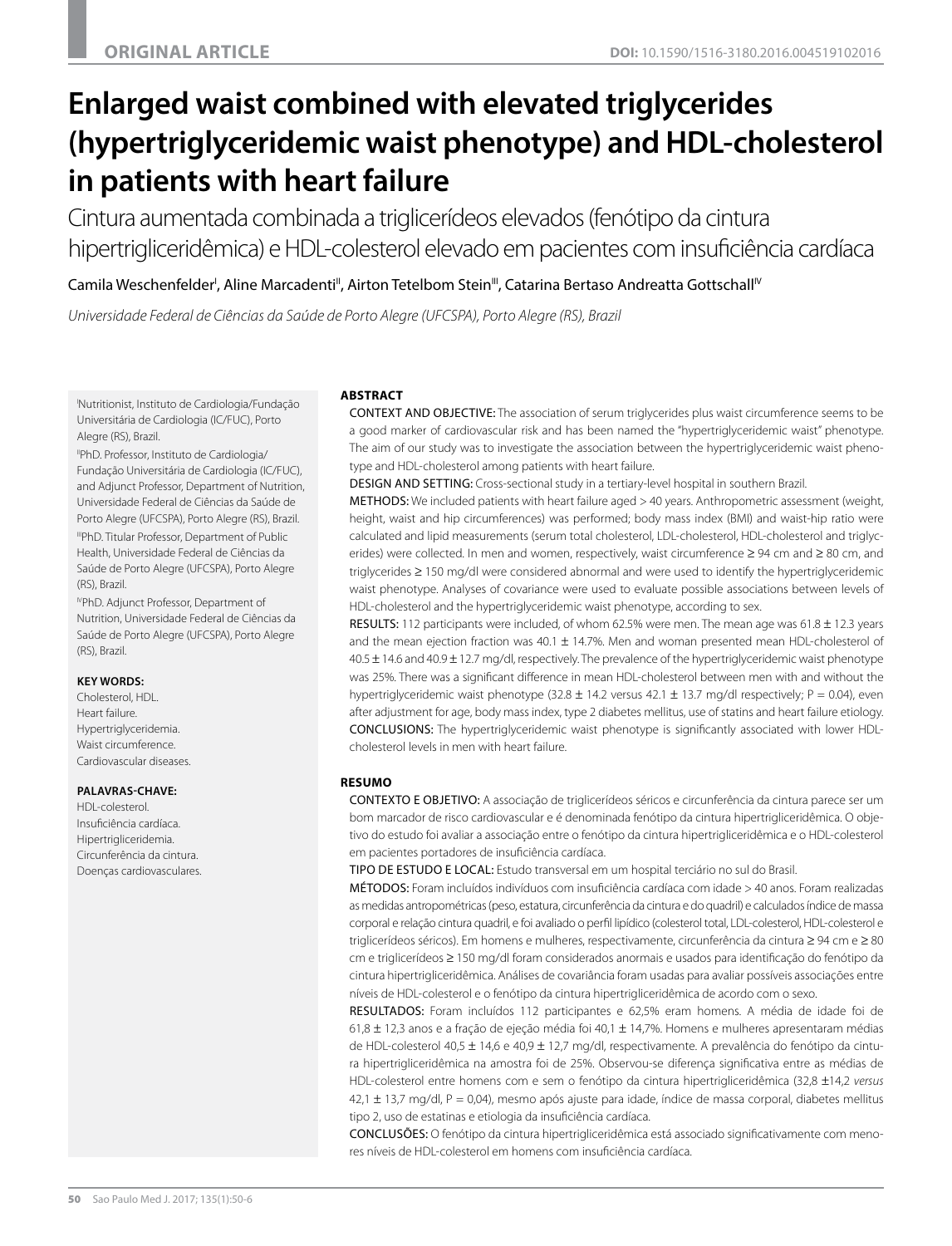ORIGINAL ARTICLE

DOI: 10.1590/1516-3180.2016.004519102016

# Enlarged waist combined with elevated triglycerides (hypertriglyceridemic waist phenotype) and HDL-cholesterol in patients with heart failure

## Cintura aumentada combinada a triglicerídeos elevados (fenótipo da cintura hipertrigliceridêmica) e HDL-colesterol elevado em pacientes com insuficiência cardíaca

Camila Weschenfelder[I], Aline Marcadenti[II], Airton Tetelbom Stein[III], Catarina Bertaso Andreatta Gottschall[IV]

*Universidade Federal de Ciências da Saúde de Porto Alegre (UFCSPA), Porto Alegre (RS), Brazil*

[I]Nutritionist, Instituto de Cardiologia/Fundação Universitária de Cardiologia (IC/FUC), Porto Alegre (RS), Brazil.

[II]PhD. Professor, Instituto de Cardiologia/Fundação Universitária de Cardiologia (IC/FUC), and Adjunct Professor, Department of Nutrition, Universidade Federal de Ciências da Saúde de Porto Alegre (UFCSPA), Porto Alegre (RS), Brazil.

[III]PhD. Titular Professor, Department of Public Health, Universidade Federal de Ciências da Saúde de Porto Alegre (UFCSPA), Porto Alegre (RS), Brazil.

[IV]PhD. Adjunct Professor, Department of Nutrition, Universidade Federal de Ciências da Saúde de Porto Alegre (UFCSPA), Porto Alegre (RS), Brazil.

**KEY WORDS:**
Cholesterol, HDL.
Heart failure.
Hypertriglyceridemia.
Waist circumference.
Cardiovascular diseases.

**PALAVRAS-CHAVE:**
HDL-colesterol.
Insuficiência cardíaca.
Hipertrigliceridemia.
Circunferência da cintura.
Doenças cardiovasculares.

### ABSTRACT

CONTEXT AND OBJECTIVE: The association of serum triglycerides plus waist circumference seems to be a good marker of cardiovascular risk and has been named the "hypertriglyceridemic waist" phenotype. The aim of our study was to investigate the association between the hypertriglyceridemic waist phenotype and HDL-cholesterol among patients with heart failure.

DESIGN AND SETTING: Cross-sectional study in a tertiary-level hospital in southern Brazil.

METHODS: We included patients with heart failure aged > 40 years. Anthropometric assessment (weight, height, waist and hip circumferences) was performed; body mass index (BMI) and waist-hip ratio were calculated and lipid measurements (serum total cholesterol, LDL-cholesterol, HDL-cholesterol and triglycerides) were collected. In men and women, respectively, waist circumference ≥ 94 cm and ≥ 80 cm, and triglycerides ≥ 150 mg/dl were considered abnormal and were used to identify the hypertriglyceridemic waist phenotype. Analyses of covariance were used to evaluate possible associations between levels of HDL-cholesterol and the hypertriglyceridemic waist phenotype, according to sex.

RESULTS: 112 participants were included, of whom 62.5% were men. The mean age was 61.8 ± 12.3 years and the mean ejection fraction was 40.1 ± 14.7%. Men and woman presented mean HDL-cholesterol of 40.5 ± 14.6 and 40.9 ± 12.7 mg/dl, respectively. The prevalence of the hypertriglyceridemic waist phenotype was 25%. There was a significant difference in mean HDL-cholesterol between men with and without the hypertriglyceridemic waist phenotype (32.8 ± 14.2 versus 42.1 ± 13.7 mg/dl respectively; P = 0.04), even after adjustment for age, body mass index, type 2 diabetes mellitus, use of statins and heart failure etiology.

CONCLUSIONS: The hypertriglyceridemic waist phenotype is significantly associated with lower HDL-cholesterol levels in men with heart failure.

### RESUMO

CONTEXTO E OBJETIVO: A associação de triglicerídeos séricos e circunferência da cintura parece ser um bom marcador de risco cardiovascular e é denominada fenótipo da cintura hipertrigliceridêmica. O objetivo do estudo foi avaliar a associação entre o fenótipo da cintura hipertrigliceridêmica e o HDL-colesterol em pacientes portadores de insuficiência cardíaca.

TIPO DE ESTUDO E LOCAL: Estudo transversal em um hospital terciário no sul do Brasil.

MÉTODOS: Foram incluídos indivíduos com insuficiência cardíaca com idade > 40 anos. Foram realizadas as medidas antropométricas (peso, estatura, circunferência da cintura e do quadril) e calculados índice de massa corporal e relação cintura quadril, e foi avaliado o perfil lipídico (colesterol total, LDL-colesterol, HDL-colesterol e triglicerídeos séricos). Em homens e mulheres, respectivamente, circunferência da cintura ≥ 94 cm e ≥ 80 cm e triglicerídeos ≥ 150 mg/dl foram considerados anormais e usados para identificação do fenótipo da cintura hipertrigliceridêmica. Análises de covariância foram usadas para avaliar possíveis associações entre níveis de HDL-colesterol e o fenótipo da cintura hipertrigliceridêmica de acordo com o sexo.

RESULTADOS: Foram incluídos 112 participantes e 62,5% eram homens. A média de idade foi de 61,8 ± 12,3 anos e a fração de ejeção média foi 40,1 ± 14,7%. Homens e mulheres apresentaram médias de HDL-colesterol 40,5 ± 14,6 e 40,9 ± 12,7 mg/dl, respectivamente. A prevalência do fenótipo da cintura hipertrigliceridêmica na amostra foi de 25%. Observou-se diferença significativa entre as médias de HDL-colesterol entre homens com e sem o fenótipo da cintura hipertrigliceridêmica (32,8 ±14,2 *versus* 42,1 ± 13,7 mg/dl, P = 0,04), mesmo após ajuste para idade, índice de massa corporal, diabetes mellitus tipo 2, uso de estatinas e etiologia da insuficiência cardíaca.

CONCLUSÕES: O fenótipo da cintura hipertrigliceridêmica está associado significativamente com menores níveis de HDL-colesterol em homens com insuficiência cardíaca.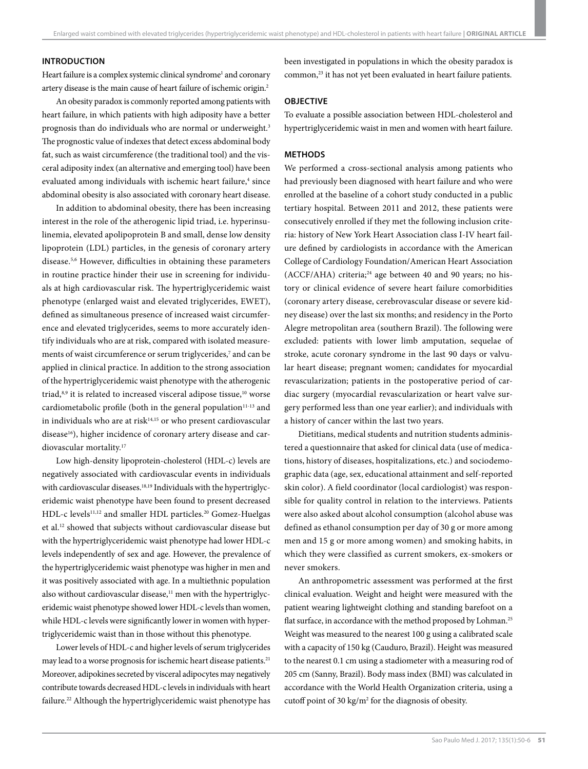## INTRODUCTION

Heart failure is a complex systemic clinical syndrome[1] and coronary artery disease is the main cause of heart failure of ischemic origin.[2]

An obesity paradox is commonly reported among patients with heart failure, in which patients with high adiposity have a better prognosis than do individuals who are normal or underweight.[3] The prognostic value of indexes that detect excess abdominal body fat, such as waist circumference (the traditional tool) and the visceral adiposity index (an alternative and emerging tool) have been evaluated among individuals with ischemic heart failure,[4] since abdominal obesity is also associated with coronary heart disease.

In addition to abdominal obesity, there has been increasing interest in the role of the atherogenic lipid triad, i.e. hyperinsulinemia, elevated apolipoprotein B and small, dense low density lipoprotein (LDL) particles, in the genesis of coronary artery disease.[5,6] However, difficulties in obtaining these parameters in routine practice hinder their use in screening for individuals at high cardiovascular risk. The hypertriglyceridemic waist phenotype (enlarged waist and elevated triglycerides, EWET), defined as simultaneous presence of increased waist circumference and elevated triglycerides, seems to more accurately identify individuals who are at risk, compared with isolated measurements of waist circumference or serum triglycerides,[7] and can be applied in clinical practice. In addition to the strong association of the hypertriglyceridemic waist phenotype with the atherogenic triad,[8,9] it is related to increased visceral adipose tissue,[10] worse cardiometabolic profile (both in the general population[11-13] and in individuals who are at risk[14,15] or who present cardiovascular disease[16]), higher incidence of coronary artery disease and cardiovascular mortality.[17]

Low high-density lipoprotein-cholesterol (HDL-c) levels are negatively associated with cardiovascular events in individuals with cardiovascular diseases.[18,19] Individuals with the hypertriglyceridemic waist phenotype have been found to present decreased HDL-c levels[11,12] and smaller HDL particles.[20] Gomez-Huelgas et al.[12] showed that subjects without cardiovascular disease but with the hypertriglyceridemic waist phenotype had lower HDL-c levels independently of sex and age. However, the prevalence of the hypertriglyceridemic waist phenotype was higher in men and it was positively associated with age. In a multiethnic population also without cardiovascular disease,[11] men with the hypertriglyceridemic waist phenotype showed lower HDL-c levels than women, while HDL-c levels were significantly lower in women with hypertriglyceridemic waist than in those without this phenotype.

Lower levels of HDL-c and higher levels of serum triglycerides may lead to a worse prognosis for ischemic heart disease patients.[21] Moreover, adipokines secreted by visceral adipocytes may negatively contribute towards decreased HDL-c levels in individuals with heart failure.[22] Although the hypertriglyceridemic waist phenotype has been investigated in populations in which the obesity paradox is common,[23] it has not yet been evaluated in heart failure patients.

## OBJECTIVE

To evaluate a possible association between HDL-cholesterol and hypertriglyceridemic waist in men and women with heart failure.

## METHODS

We performed a cross-sectional analysis among patients who had previously been diagnosed with heart failure and who were enrolled at the baseline of a cohort study conducted in a public tertiary hospital. Between 2011 and 2012, these patients were consecutively enrolled if they met the following inclusion criteria: history of New York Heart Association class I-IV heart failure defined by cardiologists in accordance with the American College of Cardiology Foundation/American Heart Association (ACCF/AHA) criteria;[24] age between 40 and 90 years; no history or clinical evidence of severe heart failure comorbidities (coronary artery disease, cerebrovascular disease or severe kidney disease) over the last six months; and residency in the Porto Alegre metropolitan area (southern Brazil). The following were excluded: patients with lower limb amputation, sequelae of stroke, acute coronary syndrome in the last 90 days or valvular heart disease; pregnant women; candidates for myocardial revascularization; patients in the postoperative period of cardiac surgery (myocardial revascularization or heart valve surgery performed less than one year earlier); and individuals with a history of cancer within the last two years.

Dietitians, medical students and nutrition students administered a questionnaire that asked for clinical data (use of medications, history of diseases, hospitalizations, etc.) and sociodemographic data (age, sex, educational attainment and self-reported skin color). A field coordinator (local cardiologist) was responsible for quality control in relation to the interviews. Patients were also asked about alcohol consumption (alcohol abuse was defined as ethanol consumption per day of 30 g or more among men and 15 g or more among women) and smoking habits, in which they were classified as current smokers, ex-smokers or never smokers.

An anthropometric assessment was performed at the first clinical evaluation. Weight and height were measured with the patient wearing lightweight clothing and standing barefoot on a flat surface, in accordance with the method proposed by Lohman.[25] Weight was measured to the nearest 100 g using a calibrated scale with a capacity of 150 kg (Cauduro, Brazil). Height was measured to the nearest 0.1 cm using a stadiometer with a measuring rod of 205 cm (Sanny, Brazil). Body mass index (BMI) was calculated in accordance with the World Health Organization criteria, using a cutoff point of 30 kg/m$^2$ for the diagnosis of obesity.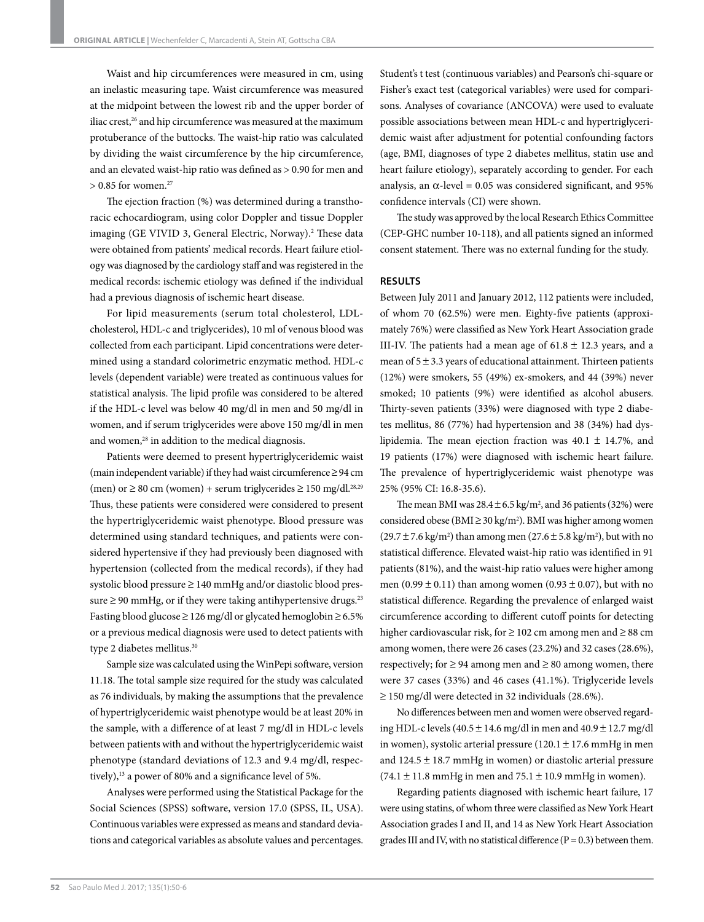Waist and hip circumferences were measured in cm, using an inelastic measuring tape. Waist circumference was measured at the midpoint between the lowest rib and the upper border of iliac crest,[26] and hip circumference was measured at the maximum protuberance of the buttocks. The waist-hip ratio was calculated by dividing the waist circumference by the hip circumference, and an elevated waist-hip ratio was defined as > 0.90 for men and > 0.85 for women.[27]

The ejection fraction (%) was determined during a transthoracic echocardiogram, using color Doppler and tissue Doppler imaging (GE VIVID 3, General Electric, Norway).[2] These data were obtained from patients' medical records. Heart failure etiology was diagnosed by the cardiology staff and was registered in the medical records: ischemic etiology was defined if the individual had a previous diagnosis of ischemic heart disease.

For lipid measurements (serum total cholesterol, LDL-cholesterol, HDL-c and triglycerides), 10 ml of venous blood was collected from each participant. Lipid concentrations were determined using a standard colorimetric enzymatic method. HDL-c levels (dependent variable) were treated as continuous values for statistical analysis. The lipid profile was considered to be altered if the HDL-c level was below 40 mg/dl in men and 50 mg/dl in women, and if serum triglycerides were above 150 mg/dl in men and women,[28] in addition to the medical diagnosis.

Patients were deemed to present hypertriglyceridemic waist (main independent variable) if they had waist circumference ≥ 94 cm (men) or ≥ 80 cm (women) + serum triglycerides ≥ 150 mg/dl.[28,29] Thus, these patients were considered were considered to present the hypertriglyceridemic waist phenotype. Blood pressure was determined using standard techniques, and patients were considered hypertensive if they had previously been diagnosed with hypertension (collected from the medical records), if they had systolic blood pressure ≥ 140 mmHg and/or diastolic blood pressure ≥ 90 mmHg, or if they were taking antihypertensive drugs.[23] Fasting blood glucose ≥ 126 mg/dl or glycated hemoglobin ≥ 6.5% or a previous medical diagnosis were used to detect patients with type 2 diabetes mellitus.[30]

Sample size was calculated using the WinPepi software, version 11.18. The total sample size required for the study was calculated as 76 individuals, by making the assumptions that the prevalence of hypertriglyceridemic waist phenotype would be at least 20% in the sample, with a difference of at least 7 mg/dl in HDL-c levels between patients with and without the hypertriglyceridemic waist phenotype (standard deviations of 12.3 and 9.4 mg/dl, respectively),[13] a power of 80% and a significance level of 5%.

Analyses were performed using the Statistical Package for the Social Sciences (SPSS) software, version 17.0 (SPSS, IL, USA). Continuous variables were expressed as means and standard deviations and categorical variables as absolute values and percentages. Student's t test (continuous variables) and Pearson's chi-square or Fisher's exact test (categorical variables) were used for comparisons. Analyses of covariance (ANCOVA) were used to evaluate possible associations between mean HDL-c and hypertriglyceridemic waist after adjustment for potential confounding factors (age, BMI, diagnoses of type 2 diabetes mellitus, statin use and heart failure etiology), separately according to gender. For each analysis, an $\alpha$-level = 0.05 was considered significant, and 95% confidence intervals (CI) were shown.

The study was approved by the local Research Ethics Committee (CEP-GHC number 10-118), and all patients signed an informed consent statement. There was no external funding for the study.

## RESULTS

Between July 2011 and January 2012, 112 patients were included, of whom 70 (62.5%) were men. Eighty-five patients (approximately 76%) were classified as New York Heart Association grade III-IV. The patients had a mean age of 61.8 ± 12.3 years, and a mean of 5 ± 3.3 years of educational attainment. Thirteen patients (12%) were smokers, 55 (49%) ex-smokers, and 44 (39%) never smoked; 10 patients (9%) were identified as alcohol abusers. Thirty-seven patients (33%) were diagnosed with type 2 diabetes mellitus, 86 (77%) had hypertension and 38 (34%) had dyslipidemia. The mean ejection fraction was 40.1 ± 14.7%, and 19 patients (17%) were diagnosed with ischemic heart failure. The prevalence of hypertriglyceridemic waist phenotype was 25% (95% CI: 16.8-35.6).

The mean BMI was 28.4 ± 6.5 kg/m$^2$, and 36 patients (32%) were considered obese (BMI ≥ 30 kg/m$^2$). BMI was higher among women (29.7 ± 7.6 kg/m$^2$) than among men (27.6 ± 5.8 kg/m$^2$), but with no statistical difference. Elevated waist-hip ratio was identified in 91 patients (81%), and the waist-hip ratio values were higher among men (0.99 ± 0.11) than among women (0.93 ± 0.07), but with no statistical difference. Regarding the prevalence of enlarged waist circumference according to different cutoff points for detecting higher cardiovascular risk, for ≥ 102 cm among men and ≥ 88 cm among women, there were 26 cases (23.2%) and 32 cases (28.6%), respectively; for ≥ 94 among men and ≥ 80 among women, there were 37 cases (33%) and 46 cases (41.1%). Triglyceride levels ≥ 150 mg/dl were detected in 32 individuals (28.6%).

No differences between men and women were observed regarding HDL-c levels (40.5 ± 14.6 mg/dl in men and 40.9 ± 12.7 mg/dl in women), systolic arterial pressure (120.1 ± 17.6 mmHg in men and 124.5 ± 18.7 mmHg in women) or diastolic arterial pressure (74.1 ± 11.8 mmHg in men and 75.1 ± 10.9 mmHg in women).

Regarding patients diagnosed with ischemic heart failure, 17 were using statins, of whom three were classified as New York Heart Association grades I and II, and 14 as New York Heart Association grades III and IV, with no statistical difference (P = 0.3) between them.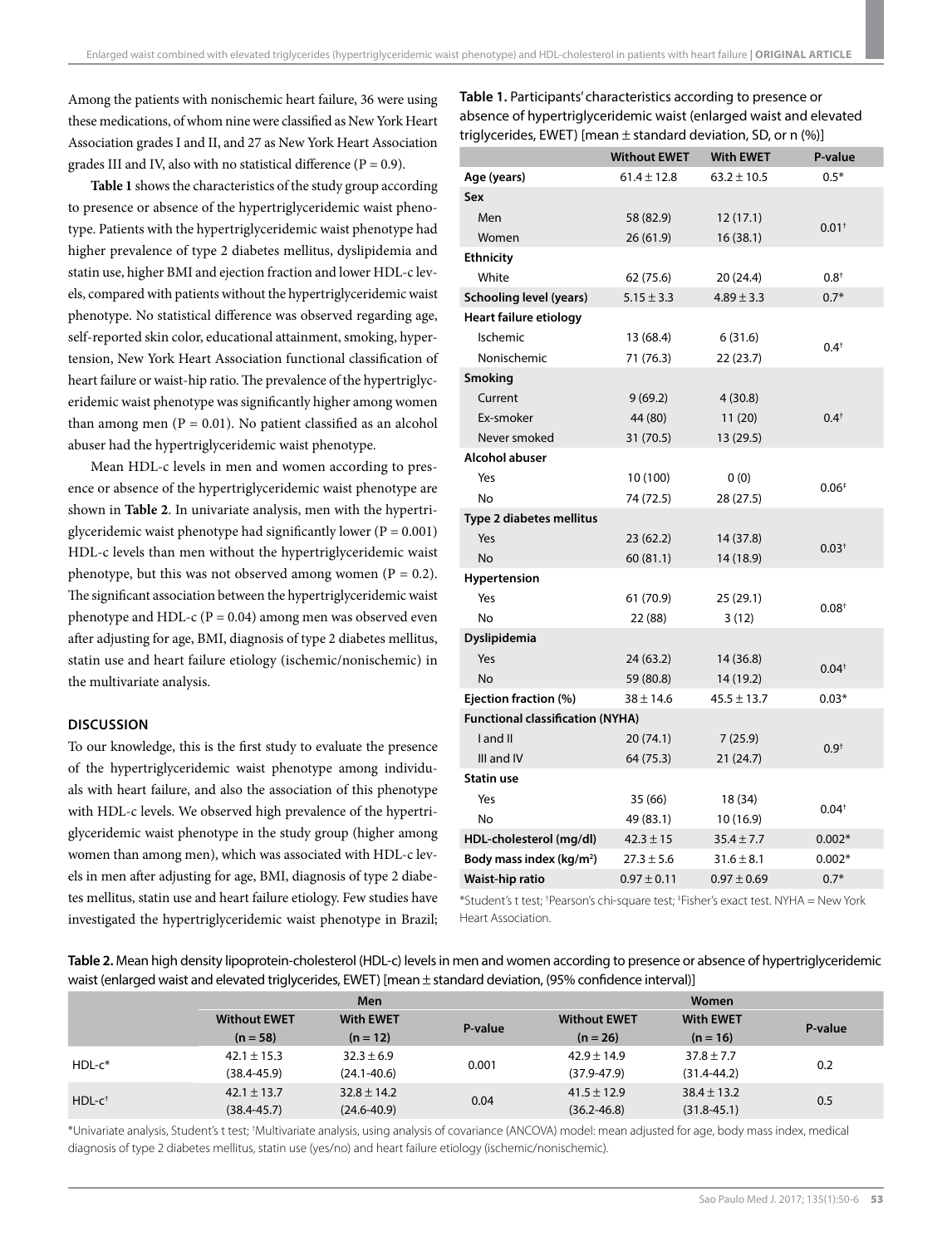Among the patients with nonischemic heart failure, 36 were using these medications, of whom nine were classified as New York Heart Association grades I and II, and 27 as New York Heart Association grades III and IV, also with no statistical difference (P = 0.9).

**Table 1** shows the characteristics of the study group according to presence or absence of the hypertriglyceridemic waist phenotype. Patients with the hypertriglyceridemic waist phenotype had higher prevalence of type 2 diabetes mellitus, dyslipidemia and statin use, higher BMI and ejection fraction and lower HDL-c levels, compared with patients without the hypertriglyceridemic waist phenotype. No statistical difference was observed regarding age, self-reported skin color, educational attainment, smoking, hypertension, New York Heart Association functional classification of heart failure or waist-hip ratio. The prevalence of the hypertriglyceridemic waist phenotype was significantly higher among women than among men (P = 0.01). No patient classified as an alcohol abuser had the hypertriglyceridemic waist phenotype.

Mean HDL-c levels in men and women according to presence or absence of the hypertriglyceridemic waist phenotype are shown in **Table 2**. In univariate analysis, men with the hypertriglyceridemic waist phenotype had significantly lower (P = 0.001) HDL-c levels than men without the hypertriglyceridemic waist phenotype, but this was not observed among women (P = 0.2). The significant association between the hypertriglyceridemic waist phenotype and HDL-c (P = 0.04) among men was observed even after adjusting for age, BMI, diagnosis of type 2 diabetes mellitus, statin use and heart failure etiology (ischemic/nonischemic) in the multivariate analysis.

## DISCUSSION

To our knowledge, this is the first study to evaluate the presence of the hypertriglyceridemic waist phenotype among individuals with heart failure, and also the association of this phenotype with HDL-c levels. We observed high prevalence of the hypertriglyceridemic waist phenotype in the study group (higher among women than among men), which was associated with HDL-c levels in men after adjusting for age, BMI, diagnosis of type 2 diabetes mellitus, statin use and heart failure etiology. Few studies have investigated the hypertriglyceridemic waist phenotype in Brazil;

**Table 1.** Participants' characteristics according to presence or absence of hypertriglyceridemic waist (enlarged waist and elevated triglycerides, EWET) [mean ± standard deviation, SD, or n (%)]

| | Without EWET | With EWET | P-value |
|---|---|---|---|
| **Age (years)** | 61.4 ± 12.8 | 63.2 ± 10.5 | 0.5* |
| **Sex** | | | |
| Men | 58 (82.9) | 12 (17.1) | 0.01† |
| Women | 26 (61.9) | 16 (38.1) | |
| **Ethnicity** | | | |
| White | 62 (75.6) | 20 (24.4) | 0.8† |
| **Schooling level (years)** | 5.15 ± 3.3 | 4.89 ± 3.3 | 0.7* |
| **Heart failure etiology** | | | |
| Ischemic | 13 (68.4) | 6 (31.6) | 0.4† |
| Nonischemic | 71 (76.3) | 22 (23.7) | |
| **Smoking** | | | |
| Current | 9 (69.2) | 4 (30.8) | 0.4† |
| Ex-smoker | 44 (80) | 11 (20) | |
| Never smoked | 31 (70.5) | 13 (29.5) | |
| **Alcohol abuser** | | | |
| Yes | 10 (100) | 0 (0) | 0.06‡ |
| No | 74 (72.5) | 28 (27.5) | |
| **Type 2 diabetes mellitus** | | | |
| Yes | 23 (62.2) | 14 (37.8) | 0.03† |
| No | 60 (81.1) | 14 (18.9) | |
| **Hypertension** | | | |
| Yes | 61 (70.9) | 25 (29.1) | 0.08† |
| No | 22 (88) | 3 (12) | |
| **Dyslipidemia** | | | |
| Yes | 24 (63.2) | 14 (36.8) | 0.04† |
| No | 59 (80.8) | 14 (19.2) | |
| **Ejection fraction (%)** | 38 ± 14.6 | 45.5 ± 13.7 | 0.03* |
| **Functional classification (NYHA)** | | | |
| I and II | 20 (74.1) | 7 (25.9) | 0.9† |
| III and IV | 64 (75.3) | 21 (24.7) | |
| **Statin use** | | | |
| Yes | 35 (66) | 18 (34) | 0.04† |
| No | 49 (83.1) | 10 (16.9) | |
| **HDL-cholesterol (mg/dl)** | 42.3 ± 15 | 35.4 ± 7.7 | 0.002* |
| **Body mass index (kg/m²)** | 27.3 ± 5.6 | 31.6 ± 8.1 | 0.002* |
| **Waist-hip ratio** | 0.97 ± 0.11 | 0.97 ± 0.69 | 0.7* |

*Student's t test; †Pearson's chi-square test; ‡Fisher's exact test. NYHA = New York Heart Association.

**Table 2.** Mean high density lipoprotein-cholesterol (HDL-c) levels in men and women according to presence or absence of hypertriglyceridemic waist (enlarged waist and elevated triglycerides, EWET) [mean ± standard deviation, (95% confidence interval)]

| | Men | | | Women | | |
|---|---|---|---|---|---|---|
| | Without EWET (n = 58) | With EWET (n = 12) | P-value | Without EWET (n = 26) | With EWET (n = 16) | P-value |
| HDL-c* | 42.1 ± 15.3 (38.4-45.9) | 32.3 ± 6.9 (24.1-40.6) | 0.001 | 42.9 ± 14.9 (37.9-47.9) | 37.8 ± 7.7 (31.4-44.2) | 0.2 |
| HDL-c† | 42.1 ± 13.7 (38.4-45.7) | 32.8 ± 14.2 (24.6-40.9) | 0.04 | 41.5 ± 12.9 (36.2-46.8) | 38.4 ± 13.2 (31.8-45.1) | 0.5 |

*Univariate analysis, Student's t test; †Multivariate analysis, using analysis of covariance (ANCOVA) model: mean adjusted for age, body mass index, medical diagnosis of type 2 diabetes mellitus, statin use (yes/no) and heart failure etiology (ischemic/nonischemic).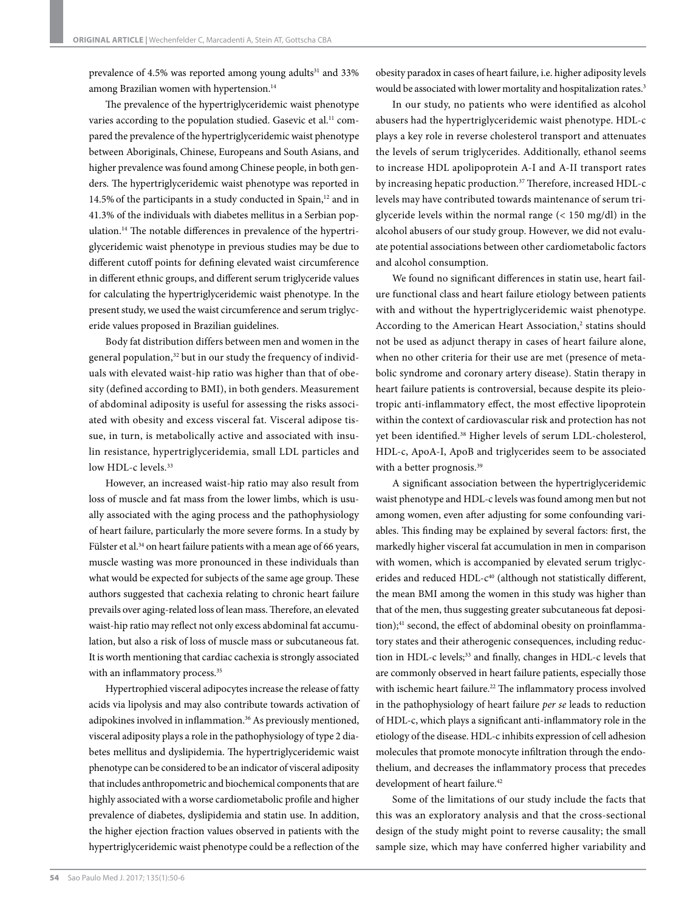prevalence of 4.5% was reported among young adults[31] and 33% among Brazilian women with hypertension.[14]

The prevalence of the hypertriglyceridemic waist phenotype varies according to the population studied. Gasevic et al.[11] compared the prevalence of the hypertriglyceridemic waist phenotype between Aboriginals, Chinese, Europeans and South Asians, and higher prevalence was found among Chinese people, in both genders. The hypertriglyceridemic waist phenotype was reported in 14.5% of the participants in a study conducted in Spain,[12] and in 41.3% of the individuals with diabetes mellitus in a Serbian population.[14] The notable differences in prevalence of the hypertriglyceridemic waist phenotype in previous studies may be due to different cutoff points for defining elevated waist circumference in different ethnic groups, and different serum triglyceride values for calculating the hypertriglyceridemic waist phenotype. In the present study, we used the waist circumference and serum triglyceride values proposed in Brazilian guidelines.

Body fat distribution differs between men and women in the general population,[32] but in our study the frequency of individuals with elevated waist-hip ratio was higher than that of obesity (defined according to BMI), in both genders. Measurement of abdominal adiposity is useful for assessing the risks associated with obesity and excess visceral fat. Visceral adipose tissue, in turn, is metabolically active and associated with insulin resistance, hypertriglyceridemia, small LDL particles and low HDL-c levels.[33]

However, an increased waist-hip ratio may also result from loss of muscle and fat mass from the lower limbs, which is usually associated with the aging process and the pathophysiology of heart failure, particularly the more severe forms. In a study by Fülster et al.[34] on heart failure patients with a mean age of 66 years, muscle wasting was more pronounced in these individuals than what would be expected for subjects of the same age group. These authors suggested that cachexia relating to chronic heart failure prevails over aging-related loss of lean mass. Therefore, an elevated waist-hip ratio may reflect not only excess abdominal fat accumulation, but also a risk of loss of muscle mass or subcutaneous fat. It is worth mentioning that cardiac cachexia is strongly associated with an inflammatory process.[35]

Hypertrophied visceral adipocytes increase the release of fatty acids via lipolysis and may also contribute towards activation of adipokines involved in inflammation.[36] As previously mentioned, visceral adiposity plays a role in the pathophysiology of type 2 diabetes mellitus and dyslipidemia. The hypertriglyceridemic waist phenotype can be considered to be an indicator of visceral adiposity that includes anthropometric and biochemical components that are highly associated with a worse cardiometabolic profile and higher prevalence of diabetes, dyslipidemia and statin use. In addition, the higher ejection fraction values observed in patients with the hypertriglyceridemic waist phenotype could be a reflection of the obesity paradox in cases of heart failure, i.e. higher adiposity levels would be associated with lower mortality and hospitalization rates.[3]

In our study, no patients who were identified as alcohol abusers had the hypertriglyceridemic waist phenotype. HDL-c plays a key role in reverse cholesterol transport and attenuates the levels of serum triglycerides. Additionally, ethanol seems to increase HDL apolipoprotein A-I and A-II transport rates by increasing hepatic production.[37] Therefore, increased HDL-c levels may have contributed towards maintenance of serum triglyceride levels within the normal range (< 150 mg/dl) in the alcohol abusers of our study group. However, we did not evaluate potential associations between other cardiometabolic factors and alcohol consumption.

We found no significant differences in statin use, heart failure functional class and heart failure etiology between patients with and without the hypertriglyceridemic waist phenotype. According to the American Heart Association,[2] statins should not be used as adjunct therapy in cases of heart failure alone, when no other criteria for their use are met (presence of metabolic syndrome and coronary artery disease). Statin therapy in heart failure patients is controversial, because despite its pleiotropic anti-inflammatory effect, the most effective lipoprotein within the context of cardiovascular risk and protection has not yet been identified.[38] Higher levels of serum LDL-cholesterol, HDL-c, ApoA-I, ApoB and triglycerides seem to be associated with a better prognosis.[39]

A significant association between the hypertriglyceridemic waist phenotype and HDL-c levels was found among men but not among women, even after adjusting for some confounding variables. This finding may be explained by several factors: first, the markedly higher visceral fat accumulation in men in comparison with women, which is accompanied by elevated serum triglycerides and reduced HDL-c[40] (although not statistically different, the mean BMI among the women in this study was higher than that of the men, thus suggesting greater subcutaneous fat deposition);[41] second, the effect of abdominal obesity on proinflammatory states and their atherogenic consequences, including reduction in HDL-c levels;[33] and finally, changes in HDL-c levels that are commonly observed in heart failure patients, especially those with ischemic heart failure.[22] The inflammatory process involved in the pathophysiology of heart failure *per se* leads to reduction of HDL-c, which plays a significant anti-inflammatory role in the etiology of the disease. HDL-c inhibits expression of cell adhesion molecules that promote monocyte infiltration through the endothelium, and decreases the inflammatory process that precedes development of heart failure.[42]

Some of the limitations of our study include the facts that this was an exploratory analysis and that the cross-sectional design of the study might point to reverse causality; the small sample size, which may have conferred higher variability and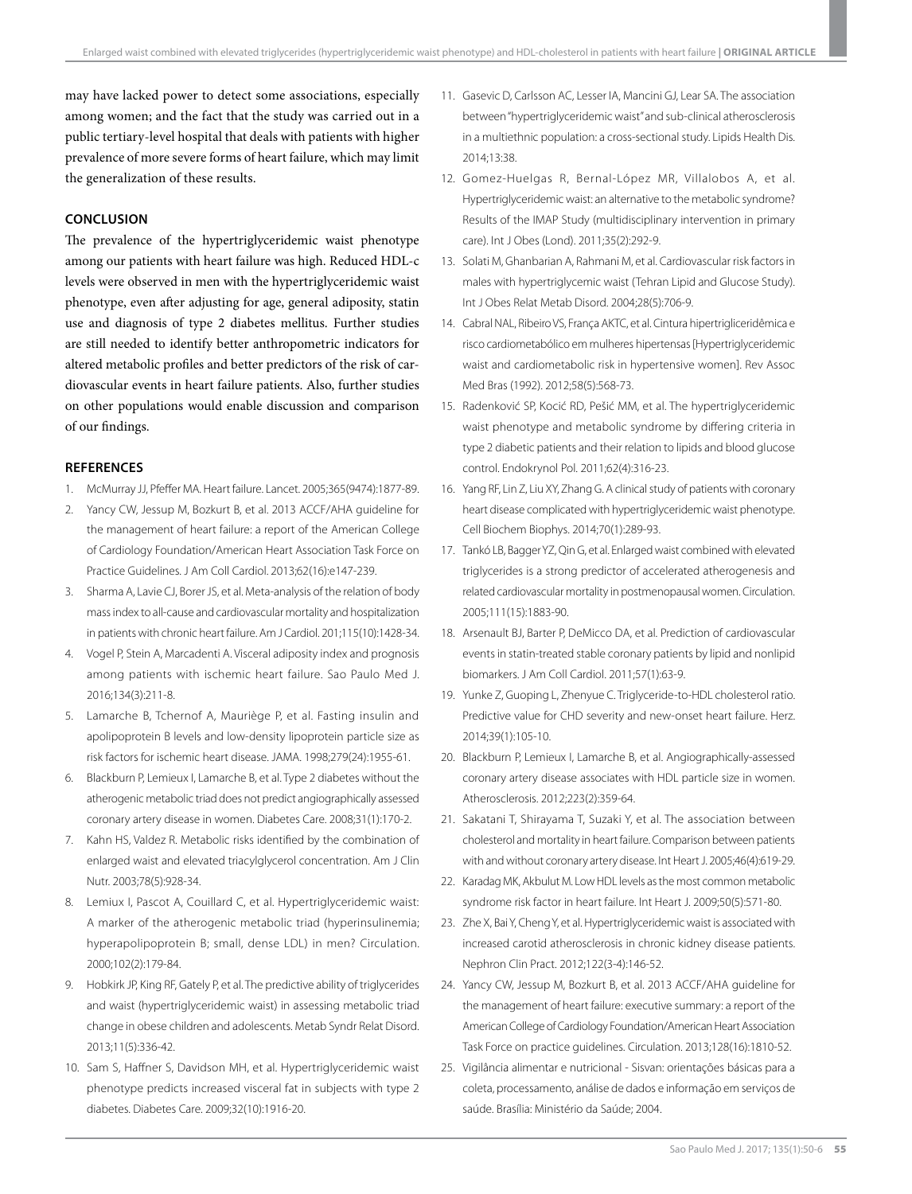may have lacked power to detect some associations, especially among women; and the fact that the study was carried out in a public tertiary-level hospital that deals with patients with higher prevalence of more severe forms of heart failure, which may limit the generalization of these results.

## CONCLUSION

The prevalence of the hypertriglyceridemic waist phenotype among our patients with heart failure was high. Reduced HDL-c levels were observed in men with the hypertriglyceridemic waist phenotype, even after adjusting for age, general adiposity, statin use and diagnosis of type 2 diabetes mellitus. Further studies are still needed to identify better anthropometric indicators for altered metabolic profiles and better predictors of the risk of cardiovascular events in heart failure patients. Also, further studies on other populations would enable discussion and comparison of our findings.

## REFERENCES

1. McMurray JJ, Pfeffer MA. Heart failure. Lancet. 2005;365(9474):1877-89.
2. Yancy CW, Jessup M, Bozkurt B, et al. 2013 ACCF/AHA guideline for the management of heart failure: a report of the American College of Cardiology Foundation/American Heart Association Task Force on Practice Guidelines. J Am Coll Cardiol. 2013;62(16):e147-239.
3. Sharma A, Lavie CJ, Borer JS, et al. Meta-analysis of the relation of body mass index to all-cause and cardiovascular mortality and hospitalization in patients with chronic heart failure. Am J Cardiol. 201;115(10):1428-34.
4. Vogel P, Stein A, Marcadenti A. Visceral adiposity index and prognosis among patients with ischemic heart failure. Sao Paulo Med J. 2016;134(3):211-8.
5. Lamarche B, Tchernof A, Mauriège P, et al. Fasting insulin and apolipoprotein B levels and low-density lipoprotein particle size as risk factors for ischemic heart disease. JAMA. 1998;279(24):1955-61.
6. Blackburn P, Lemieux I, Lamarche B, et al. Type 2 diabetes without the atherogenic metabolic triad does not predict angiographically assessed coronary artery disease in women. Diabetes Care. 2008;31(1):170-2.
7. Kahn HS, Valdez R. Metabolic risks identified by the combination of enlarged waist and elevated triacylglycerol concentration. Am J Clin Nutr. 2003;78(5):928-34.
8. Lemiux I, Pascot A, Couillard C, et al. Hypertriglyceridemic waist: A marker of the atherogenic metabolic triad (hyperinsulinemia; hyperapolipoprotein B; small, dense LDL) in men? Circulation. 2000;102(2):179-84.
9. Hobkirk JP, King RF, Gately P, et al. The predictive ability of triglycerides and waist (hypertriglyceridemic waist) in assessing metabolic triad change in obese children and adolescents. Metab Syndr Relat Disord. 2013;11(5):336-42.
10. Sam S, Haffner S, Davidson MH, et al. Hypertriglyceridemic waist phenotype predicts increased visceral fat in subjects with type 2 diabetes. Diabetes Care. 2009;32(10):1916-20.
11. Gasevic D, Carlsson AC, Lesser IA, Mancini GJ, Lear SA. The association between "hypertriglyceridemic waist" and sub-clinical atherosclerosis in a multiethnic population: a cross-sectional study. Lipids Health Dis. 2014;13:38.
12. Gomez-Huelgas R, Bernal-López MR, Villalobos A, et al. Hypertriglyceridemic waist: an alternative to the metabolic syndrome? Results of the IMAP Study (multidisciplinary intervention in primary care). Int J Obes (Lond). 2011;35(2):292-9.
13. Solati M, Ghanbarian A, Rahmani M, et al. Cardiovascular risk factors in males with hypertriglycemic waist (Tehran Lipid and Glucose Study). Int J Obes Relat Metab Disord. 2004;28(5):706-9.
14. Cabral NAL, Ribeiro VS, França AKTC, et al. Cintura hipertrigliceridêmica e risco cardiometabólico em mulheres hipertensas [Hypertriglyceridemic waist and cardiometabolic risk in hypertensive women]. Rev Assoc Med Bras (1992). 2012;58(5):568-73.
15. Radenković SP, Kocić RD, Pešić MM, et al. The hypertriglyceridemic waist phenotype and metabolic syndrome by differing criteria in type 2 diabetic patients and their relation to lipids and blood glucose control. Endokrynol Pol. 2011;62(4):316-23.
16. Yang RF, Lin Z, Liu XY, Zhang G. A clinical study of patients with coronary heart disease complicated with hypertriglyceridemic waist phenotype. Cell Biochem Biophys. 2014;70(1):289-93.
17. Tankó LB, Bagger YZ, Qin G, et al. Enlarged waist combined with elevated triglycerides is a strong predictor of accelerated atherogenesis and related cardiovascular mortality in postmenopausal women. Circulation. 2005;111(15):1883-90.
18. Arsenault BJ, Barter P, DeMicco DA, et al. Prediction of cardiovascular events in statin-treated stable coronary patients by lipid and nonlipid biomarkers. J Am Coll Cardiol. 2011;57(1):63-9.
19. Yunke Z, Guoping L, Zhenyue C. Triglyceride-to-HDL cholesterol ratio. Predictive value for CHD severity and new-onset heart failure. Herz. 2014;39(1):105-10.
20. Blackburn P, Lemieux I, Lamarche B, et al. Angiographically-assessed coronary artery disease associates with HDL particle size in women. Atherosclerosis. 2012;223(2):359-64.
21. Sakatani T, Shirayama T, Suzaki Y, et al. The association between cholesterol and mortality in heart failure. Comparison between patients with and without coronary artery disease. Int Heart J. 2005;46(4):619-29.
22. Karadag MK, Akbulut M. Low HDL levels as the most common metabolic syndrome risk factor in heart failure. Int Heart J. 2009;50(5):571-80.
23. Zhe X, Bai Y, Cheng Y, et al. Hypertriglyceridemic waist is associated with increased carotid atherosclerosis in chronic kidney disease patients. Nephron Clin Pract. 2012;122(3-4):146-52.
24. Yancy CW, Jessup M, Bozkurt B, et al. 2013 ACCF/AHA guideline for the management of heart failure: executive summary: a report of the American College of Cardiology Foundation/American Heart Association Task Force on practice guidelines. Circulation. 2013;128(16):1810-52.
25. Vigilância alimentar e nutricional - Sisvan: orientações básicas para a coleta, processamento, análise de dados e informação em serviços de saúde. Brasília: Ministério da Saúde; 2004.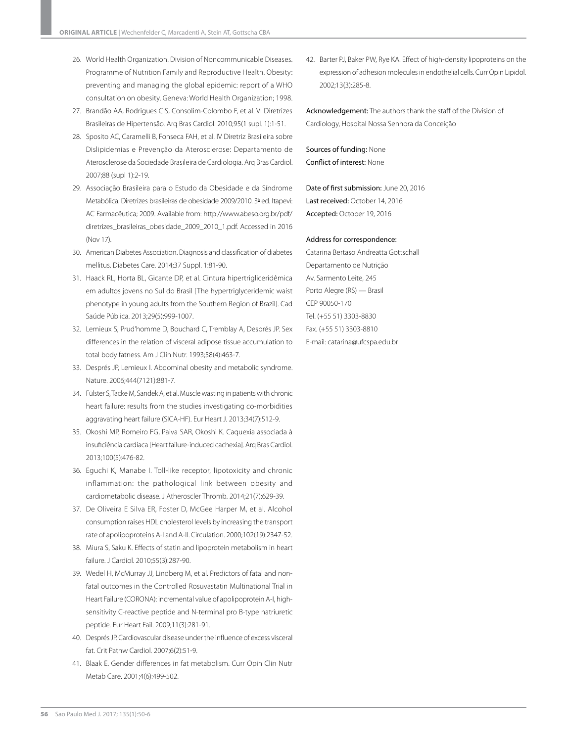26. World Health Organization. Division of Noncommunicable Diseases. Programme of Nutrition Family and Reproductive Health. Obesity: preventing and managing the global epidemic: report of a WHO consultation on obesity. Geneva: World Health Organization; 1998.
27. Brandão AA, Rodrigues CIS, Consolim-Colombo F, et al. VI Diretrizes Brasileiras de Hipertensão. Arq Bras Cardiol. 2010;95(1 supl. 1):1-51.
28. Sposito AC, Caramelli B, Fonseca FAH, et al. IV Diretriz Brasileira sobre Dislipidemias e Prevenção da Aterosclerose: Departamento de Aterosclerose da Sociedade Brasileira de Cardiologia. Arq Bras Cardiol. 2007;88 (supl 1):2-19.
29. Associação Brasileira para o Estudo da Obesidade e da Síndrome Metabólica. Diretrizes brasileiras de obesidade 2009/2010. 3ª ed. Itapevi: AC Farmacêutica; 2009. Available from: http://www.abeso.org.br/pdf/diretrizes_brasileiras_obesidade_2009_2010_1.pdf. Accessed in 2016 (Nov 17).
30. American Diabetes Association. Diagnosis and classification of diabetes mellitus. Diabetes Care. 2014;37 Suppl. 1:81-90.
31. Haack RL, Horta BL, Gicante DP, et al. Cintura hipertrigliceridêmica em adultos jovens no Sul do Brasil [The hypertriglyceridemic waist phenotype in young adults from the Southern Region of Brazil]. Cad Saúde Pública. 2013;29(5):999-1007.
32. Lemieux S, Prud'homme D, Bouchard C, Tremblay A, Després JP. Sex differences in the relation of visceral adipose tissue accumulation to total body fatness. Am J Clin Nutr. 1993;58(4):463-7.
33. Després JP, Lemieux I. Abdominal obesity and metabolic syndrome. Nature. 2006;444(7121):881-7.
34. Fülster S, Tacke M, Sandek A, et al. Muscle wasting in patients with chronic heart failure: results from the studies investigating co-morbidities aggravating heart failure (SICA-HF). Eur Heart J. 2013;34(7):512-9.
35. Okoshi MP, Romeiro FG, Paiva SAR, Okoshi K. Caquexia associada à insuficiência cardíaca [Heart failure-induced cachexia]. Arq Bras Cardiol. 2013;100(5):476-82.
36. Eguchi K, Manabe I. Toll-like receptor, lipotoxicity and chronic inflammation: the pathological link between obesity and cardiometabolic disease. J Atheroscler Thromb. 2014;21(7):629-39.
37. De Oliveira E Silva ER, Foster D, McGee Harper M, et al. Alcohol consumption raises HDL cholesterol levels by increasing the transport rate of apolipoproteins A-I and A-II. Circulation. 2000;102(19):2347-52.
38. Miura S, Saku K. Effects of statin and lipoprotein metabolism in heart failure. J Cardiol. 2010;55(3):287-90.
39. Wedel H, McMurray JJ, Lindberg M, et al. Predictors of fatal and non-fatal outcomes in the Controlled Rosuvastatin Multinational Trial in Heart Failure (CORONA): incremental value of apolipoprotein A-I, high-sensitivity C-reactive peptide and N-terminal pro B-type natriuretic peptide. Eur Heart Fail. 2009;11(3):281-91.
40. Després JP. Cardiovascular disease under the influence of excess visceral fat. Crit Pathw Cardiol. 2007;6(2):51-9.
41. Blaak E. Gender differences in fat metabolism. Curr Opin Clin Nutr Metab Care. 2001;4(6):499-502.
42. Barter PJ, Baker PW, Rye KA. Effect of high-density lipoproteins on the expression of adhesion molecules in endothelial cells. Curr Opin Lipidol. 2002;13(3):285-8.

**Acknowledgement:** The authors thank the staff of the Division of Cardiology, Hospital Nossa Senhora da Conceição

**Sources of funding:** None
**Conflict of interest:** None

**Date of first submission:** June 20, 2016
**Last received:** October 14, 2016
**Accepted:** October 19, 2016

**Address for correspondence:**
Catarina Bertaso Andreatta Gottschall
Departamento de Nutrição
Av. Sarmento Leite, 245
Porto Alegre (RS) — Brasil
CEP 90050-170
Tel. (+55 51) 3303-8830
Fax. (+55 51) 3303-8810
E-mail: catarina@ufcspa.edu.br